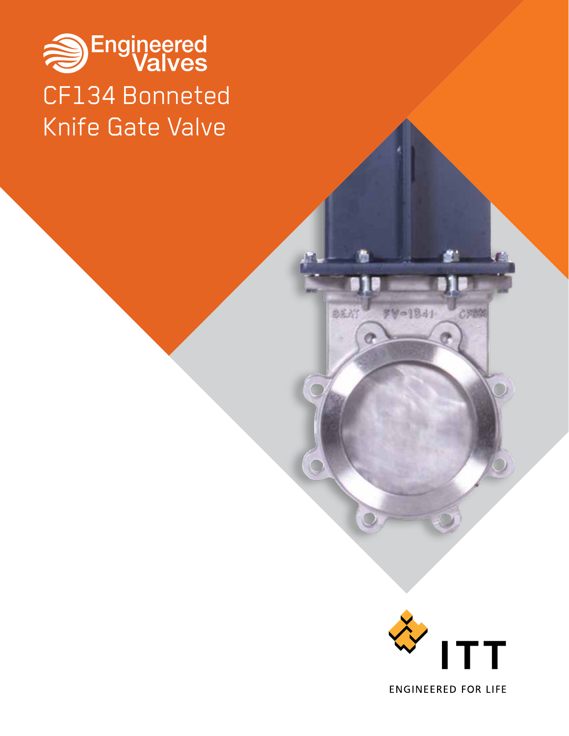Engineered Valves

# CF134 Bonneted Knife Gate Valve

ITT

ENGINEERED FOR LIFE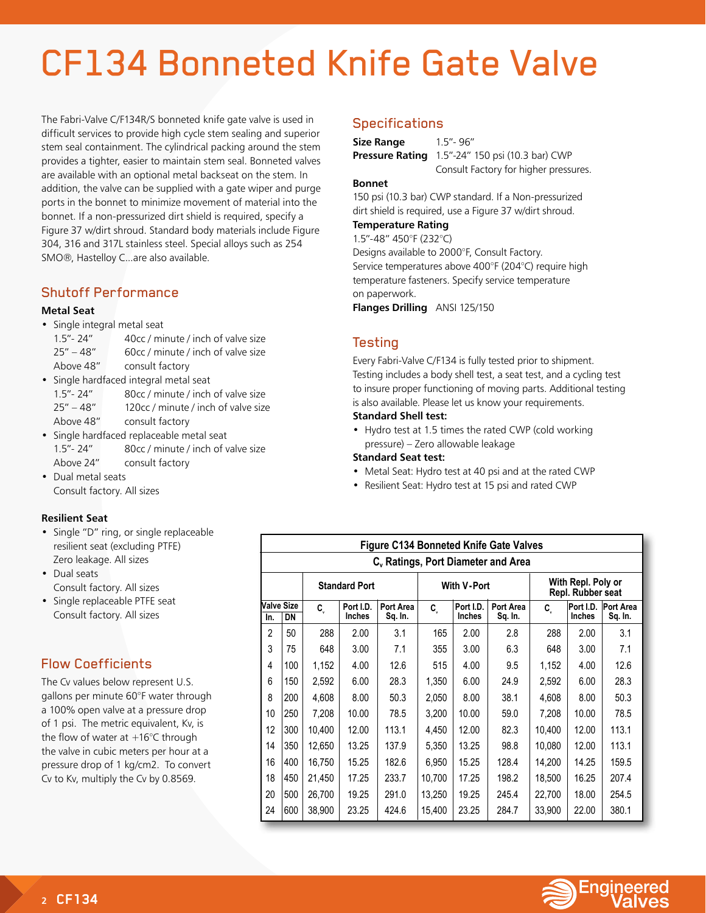# CF134 Bonneted Knife Gate Valve

The Fabri-Valve C/F134R/S bonneted knife gate valve is used in difficult services to provide high cycle stem sealing and superior stem seal containment. The cylindrical packing around the stem provides a tighter, easier to maintain stem seal. Bonneted valves are available with an optional metal backseat on the stem. In addition, the valve can be supplied with a gate wiper and purge ports in the bonnet to minimize movement of material into the bonnet. If a non-pressurized dirt shield is required, specify a Figure 37 w/dirt shroud. Standard body materials include Figure 304, 316 and 317L stainless steel. Special alloys such as 254 SMO®, Hastelloy C...are also available.

## Shutoff Performance

### Metal Seat

- Single integral metal seat
  - 1.5"- 24" 40cc / minute / inch of valve size
  - 25" – 48" 60cc / minute / inch of valve size
  - Above 48" consult factory
- Single hardfaced integral metal seat
  - 1.5"- 24" 80cc / minute / inch of valve size
  - 25" – 48" 120cc / minute / inch of valve size
  - Above 48" consult factory
- Single hardfaced replaceable metal seat
  - 1.5"- 24" 80cc / minute / inch of valve size
  - Above 24" consult factory
- Dual metal seats
  Consult factory. All sizes

### Resilient Seat

- Single "D" ring, or single replaceable resilient seat (excluding PTFE)
  Zero leakage. All sizes
- Dual seats
  Consult factory. All sizes
- Single replaceable PTFE seat
  Consult factory. All sizes

## Flow Coefficients

The Cv values below represent U.S. gallons per minute 60°F water through a 100% open valve at a pressure drop of 1 psi. The metric equivalent, Kv, is the flow of water at +16°C through the valve in cubic meters per hour at a pressure drop of 1 kg/cm2. To convert Cv to Kv, multiply the Cv by 0.8569.

## Specifications

**Size Range** 1.5"- 96"

**Pressure Rating** 1.5"-24" 150 psi (10.3 bar) CWP
Consult Factory for higher pressures.

**Bonnet**
150 psi (10.3 bar) CWP standard. If a Non-pressurized dirt shield is required, use a Figure 37 w/dirt shroud.

**Temperature Rating**
1.5"-48" 450°F (232°C)
Designs available to 2000°F, Consult Factory.
Service temperatures above 400°F (204°C) require high temperature fasteners. Specify service temperature on paperwork.

**Flanges Drilling** ANSI 125/150

## Testing

Every Fabri-Valve C/F134 is fully tested prior to shipment. Testing includes a body shell test, a seat test, and a cycling test to insure proper functioning of moving parts. Additional testing is also available. Please let us know your requirements.

**Standard Shell test:**

- Hydro test at 1.5 times the rated CWP (cold working pressure) – Zero allowable leakage

**Standard Seat test:**

- Metal Seat: Hydro test at 40 psi and at the rated CWP
- Resilient Seat: Hydro test at 15 psi and rated CWP

**Figure C134 Bonneted Knife Gate Valves**
**$C_v$ Ratings, Port Diameter and Area**

| Valve Size | | Standard Port | | | With V-Port | | | With Repl. Poly or Repl. Rubber seat | | |
|---|---|---|---|---|---|---|---|---|---|---|
| In. | DN | $C_v$ | Port I.D. Inches | Port Area Sq. In. | $C_v$ | Port I.D. Inches | Port Area Sq. In. | $C_v$ | Port I.D. Inches | Port Area Sq. In. |
| 2 | 50 | 288 | 2.00 | 3.1 | 165 | 2.00 | 2.8 | 288 | 2.00 | 3.1 |
| 3 | 75 | 648 | 3.00 | 7.1 | 355 | 3.00 | 6.3 | 648 | 3.00 | 7.1 |
| 4 | 100 | 1,152 | 4.00 | 12.6 | 515 | 4.00 | 9.5 | 1,152 | 4.00 | 12.6 |
| 6 | 150 | 2,592 | 6.00 | 28.3 | 1,350 | 6.00 | 24.9 | 2,592 | 6.00 | 28.3 |
| 8 | 200 | 4,608 | 8.00 | 50.3 | 2,050 | 8.00 | 38.1 | 4,608 | 8.00 | 50.3 |
| 10 | 250 | 7,208 | 10.00 | 78.5 | 3,200 | 10.00 | 59.0 | 7,208 | 10.00 | 78.5 |
| 12 | 300 | 10,400 | 12.00 | 113.1 | 4,450 | 12.00 | 82.3 | 10,400 | 12.00 | 113.1 |
| 14 | 350 | 12,650 | 13.25 | 137.9 | 5,350 | 13.25 | 98.8 | 10,080 | 12.00 | 113.1 |
| 16 | 400 | 16,750 | 15.25 | 182.6 | 6,950 | 15.25 | 128.4 | 14,200 | 14.25 | 159.5 |
| 18 | 450 | 21,450 | 17.25 | 233.7 | 10,700 | 17.25 | 198.2 | 18,500 | 16.25 | 207.4 |
| 20 | 500 | 26,700 | 19.25 | 291.0 | 13,250 | 19.25 | 245.4 | 22,700 | 18.00 | 254.5 |
| 24 | 600 | 38,900 | 23.25 | 424.6 | 15,400 | 23.25 | 284.7 | 33,900 | 22.00 | 380.1 |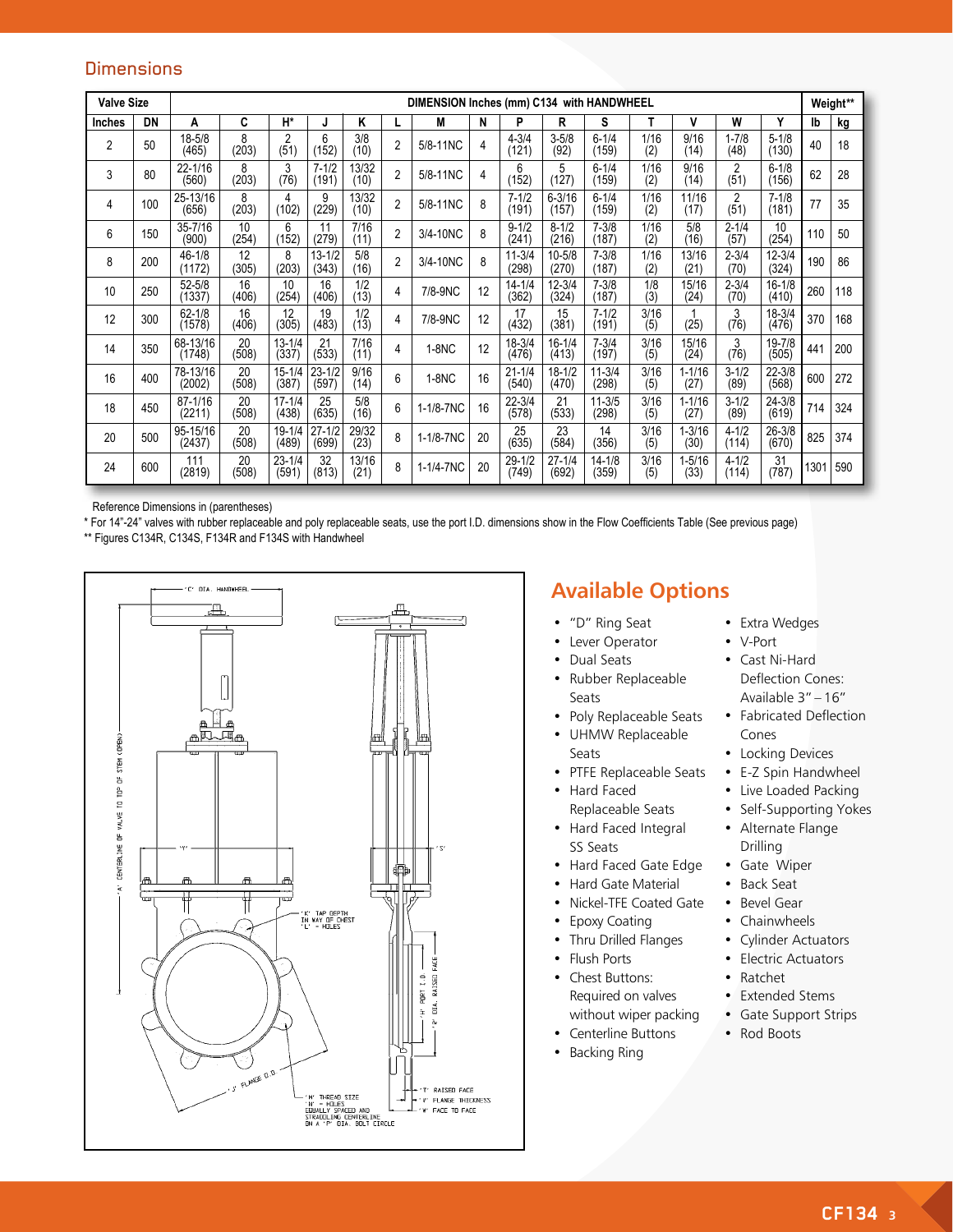## Dimensions

| Valve Size | | DIMENSION Inches (mm) C134 with HANDWHEEL | | | | | | | | | | | | | | | | Weight** | |
|---|---|---|---|---|---|---|---|---|---|---|---|---|---|---|---|---|---|---|---|
| Inches | DN | A | C | H* | J | K | L | M | N | P | R | S | T | V | W | Y | | lb | kg |
| 2 | 50 | 18-5/8 (465) | 8 (203) | 2 (51) | 6 (152) | 3/8 (10) | 2 | 5/8-11NC | 4 | 4-3/4 (121) | 3-5/8 (92) | 6-1/4 (159) | 1/16 (2) | 9/16 (14) | 1-7/8 (48) | 5-1/8 (130) | | 40 | 18 |
| 3 | 80 | 22-1/16 (560) | 8 (203) | 3 (76) | 7-1/2 (191) | 13/32 (10) | 2 | 5/8-11NC | 4 | 6 (152) | 5 (127) | 6-1/4 (159) | 1/16 (2) | 9/16 (14) | 2 (51) | 6-1/8 (156) | | 62 | 28 |
| 4 | 100 | 25-13/16 (656) | 8 (203) | 4 (102) | 9 (229) | 13/32 (10) | 2 | 5/8-11NC | 8 | 7-1/2 (191) | 6-3/16 (157) | 6-1/4 (159) | 1/16 (2) | 11/16 (17) | 2 (51) | 7-1/8 (181) | | 77 | 35 |
| 6 | 150 | 35-7/16 (900) | 10 (254) | 6 (152) | 11 (279) | 7/16 (11) | 2 | 3/4-10NC | 8 | 9-1/2 (241) | 8-1/2 (216) | 7-3/8 (187) | 1/16 (2) | 5/8 (16) | 2-1/4 (57) | 10 (254) | | 110 | 50 |
| 8 | 200 | 46-1/8 (1172) | 12 (305) | 8 (203) | 13-1/2 (343) | 5/8 (16) | 2 | 3/4-10NC | 8 | 11-3/4 (298) | 10-5/8 (270) | 7-3/8 (187) | 1/16 (2) | 13/16 (21) | 2-3/4 (70) | 12-3/4 (324) | | 190 | 86 |
| 10 | 250 | 52-5/8 (1337) | 16 (406) | 10 (254) | 16 (406) | 1/2 (13) | 4 | 7/8-9NC | 12 | 14-1/4 (362) | 12-3/4 (324) | 7-3/8 (187) | 1/8 (3) | 15/16 (24) | 2-3/4 (70) | 16-1/8 (410) | | 260 | 118 |
| 12 | 300 | 62-1/8 (1578) | 16 (406) | 12 (305) | 19 (483) | 1/2 (13) | 4 | 7/8-9NC | 12 | 17 (432) | 15 (381) | 7-1/2 (191) | 3/16 (5) | 1 (25) | 3 (76) | 18-3/4 (476) | | 370 | 168 |
| 14 | 350 | 68-13/16 (1748) | 20 (508) | 13-1/4 (337) | 21 (533) | 7/16 (11) | 4 | 1-8NC | 12 | 18-3/4 (476) | 16-1/4 (413) | 7-3/4 (197) | 3/16 (5) | 15/16 (24) | 3 (76) | 19-7/8 (505) | | 441 | 200 |
| 16 | 400 | 78-13/16 (2002) | 20 (508) | 15-1/4 (387) | 23-1/2 (597) | 9/16 (14) | 6 | 1-8NC | 16 | 21-1/4 (540) | 18-1/2 (470) | 11-3/4 (298) | 3/16 (5) | 1-1/16 (27) | 3-1/2 (89) | 22-3/8 (568) | | 600 | 272 |
| 18 | 450 | 87-1/16 (2211) | 20 (508) | 17-1/4 (438) | 25 (635) | 5/8 (16) | 6 | 1-1/8-7NC | 16 | 22-3/4 (578) | 21 (533) | 11-3/5 (298) | 3/16 (5) | 1-1/16 (27) | 3-1/2 (89) | 24-3/8 (619) | | 714 | 324 |
| 20 | 500 | 95-15/16 (2437) | 20 (508) | 19-1/4 (489) | 27-1/2 (699) | 29/32 (23) | 8 | 1-1/8-7NC | 20 | 25 (635) | 23 (584) | 14 (356) | 3/16 (5) | 1-3/16 (30) | 4-1/2 (114) | 26-3/8 (670) | | 825 | 374 |
| 24 | 600 | 111 (2819) | 20 (508) | 23-1/4 (591) | 32 (813) | 13/16 (21) | 8 | 1-1/4-7NC | 20 | 29-1/2 (749) | 27-1/4 (692) | 14-1/8 (359) | 3/16 (5) | 1-5/16 (33) | 4-1/2 (114) | 31 (787) | | 1301 | 590 |

Reference Dimensions in (parentheses)

* For 14"-24" valves with rubber replaceable and poly replaceable seats, use the port I.D. dimensions show in the Flow Coefficients Table (See previous page)

** Figures C134R, C134S, F134R and F134S with Handwheel

## Available Options

- "D" Ring Seat
- Lever Operator
- Dual Seats
- Rubber Replaceable Seats
- Poly Replaceable Seats
- UHMW Replaceable Seats
- PTFE Replaceable Seats
- Hard Faced Replaceable Seats
- Hard Faced Integral SS Seats
- Hard Faced Gate Edge
- Hard Gate Material
- Nickel-TFE Coated Gate
- Epoxy Coating
- Thru Drilled Flanges
- Flush Ports
- Chest Buttons: Required on valves without wiper packing
- Centerline Buttons
- Backing Ring
- Extra Wedges
- V-Port
- Cast Ni-Hard Deflection Cones: Available 3" – 16"
- Fabricated Deflection Cones
- Locking Devices
- E-Z Spin Handwheel
- Live Loaded Packing
- Self-Supporting Yokes
- Alternate Flange Drilling
- Gate Wiper
- Back Seat
- Bevel Gear
- Chainwheels
- Cylinder Actuators
- Electric Actuators
- Ratchet
- Extended Stems
- Gate Support Strips
- Rod Boots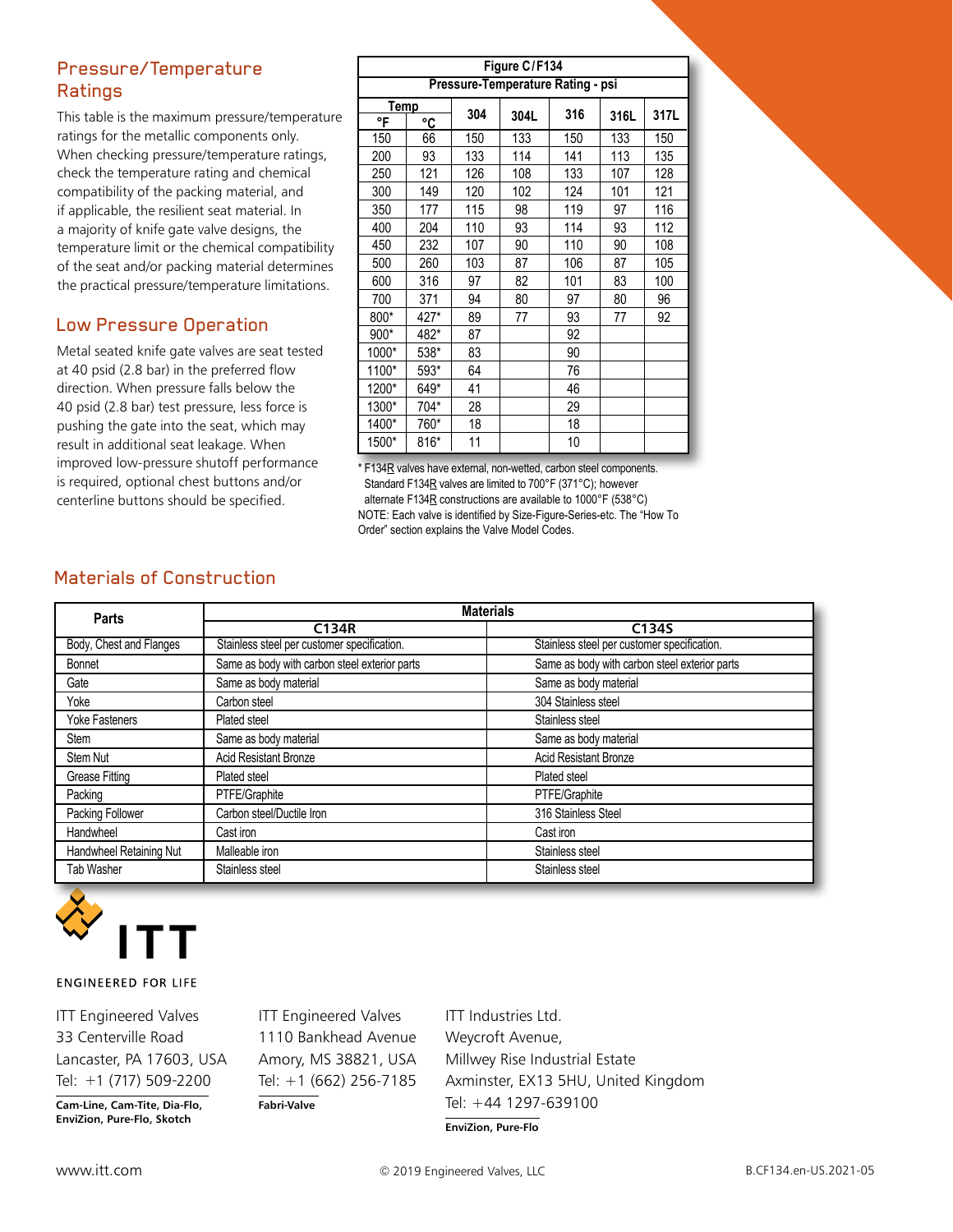## Pressure/Temperature Ratings

This table is the maximum pressure/temperature ratings for the metallic components only. When checking pressure/temperature ratings, check the temperature rating and chemical compatibility of the packing material, and if applicable, the resilient seat material. In a majority of knife gate valve designs, the temperature limit or the chemical compatibility of the seat and/or packing material determines the practical pressure/temperature limitations.

## Low Pressure Operation

Metal seated knife gate valves are seat tested at 40 psid (2.8 bar) in the preferred flow direction. When pressure falls below the 40 psid (2.8 bar) test pressure, less force is pushing the gate into the seat, which may result in additional seat leakage. When improved low-pressure shutoff performance is required, optional chest buttons and/or centerline buttons should be specified.

**Figure C/F134**
**Pressure-Temperature Rating - psi**

| Temp °F | Temp °C | 304 | 304L | 316 | 316L | 317L |
|---|---|---|---|---|---|---|
| 150 | 66 | 150 | 133 | 150 | 133 | 150 |
| 200 | 93 | 133 | 114 | 141 | 113 | 135 |
| 250 | 121 | 126 | 108 | 133 | 107 | 128 |
| 300 | 149 | 120 | 102 | 124 | 101 | 121 |
| 350 | 177 | 115 | 98 | 119 | 97 | 116 |
| 400 | 204 | 110 | 93 | 114 | 93 | 112 |
| 450 | 232 | 107 | 90 | 110 | 90 | 108 |
| 500 | 260 | 103 | 87 | 106 | 87 | 105 |
| 600 | 316 | 97 | 82 | 101 | 83 | 100 |
| 700 | 371 | 94 | 80 | 97 | 80 | 96 |
| 800* | 427* | 89 | 77 | 93 | 77 | 92 |
| 900* | 482* | 87 | | 92 | | |
| 1000* | 538* | 83 | | 90 | | |
| 1100* | 593* | 64 | | 76 | | |
| 1200* | 649* | 41 | | 46 | | |
| 1300* | 704* | 28 | | 29 | | |
| 1400* | 760* | 18 | | 18 | | |
| 1500* | 816* | 11 | | 10 | | |

* F134R valves have external, non-wetted, carbon steel components. Standard F134R valves are limited to 700°F (371°C); however alternate F134R constructions are available to 1000°F (538°C)

NOTE: Each valve is identified by Size-Figure-Series-etc. The "How To Order" section explains the Valve Model Codes.

## Materials of Construction

| Parts | Materials C134R | Materials C134S |
|---|---|---|
| Body, Chest and Flanges | Stainless steel per customer specification. | Stainless steel per customer specification. |
| Bonnet | Same as body with carbon steel exterior parts | Same as body with carbon steel exterior parts |
| Gate | Same as body material | Same as body material |
| Yoke | Carbon steel | 304 Stainless steel |
| Yoke Fasteners | Plated steel | Stainless steel |
| Stem | Same as body material | Same as body material |
| Stem Nut | Acid Resistant Bronze | Acid Resistant Bronze |
| Grease Fitting | Plated steel | Plated steel |
| Packing | PTFE/Graphite | PTFE/Graphite |
| Packing Follower | Carbon steel/Ductile Iron | 316 Stainless Steel |
| Handwheel | Cast iron | Cast iron |
| Handwheel Retaining Nut | Malleable iron | Stainless steel |
| Tab Washer | Stainless steel | Stainless steel |

ITT
ENGINEERED FOR LIFE

ITT Engineered Valves
33 Centerville Road
Lancaster, PA 17603, USA
Tel: +1 (717) 509-2200

**Cam-Line, Cam-Tite, Dia-Flo, EnviZion, Pure-Flo, Skotch**

ITT Engineered Valves
1110 Bankhead Avenue
Amory, MS 38821, USA
Tel: +1 (662) 256-7185

**Fabri-Valve**

ITT Industries Ltd.
Weycroft Avenue,
Millwey Rise Industrial Estate
Axminster, EX13 5HU, United Kingdom
Tel: +44 1297-639100

**EnviZion, Pure-Flo**

www.itt.com

© 2019 Engineered Valves, LLC

B.CF134.en-US.2021-05